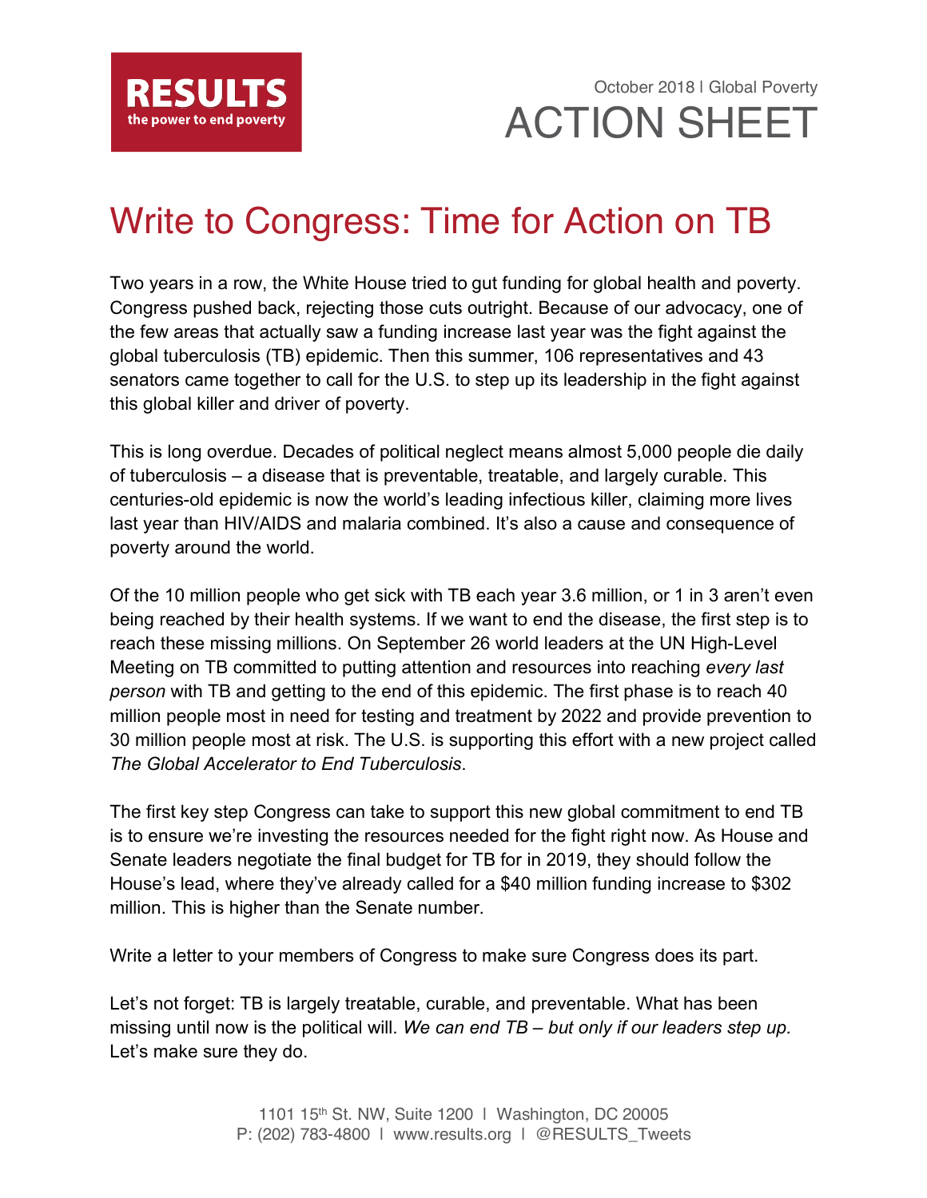**RESULTS**
the power to end poverty

October 2018 | Global Poverty

ACTION SHEET

# Write to Congress: Time for Action on TB

Two years in a row, the White House tried to gut funding for global health and poverty. Congress pushed back, rejecting those cuts outright. Because of our advocacy, one of the few areas that actually saw a funding increase last year was the fight against the global tuberculosis (TB) epidemic. Then this summer, 106 representatives and 43 senators came together to call for the U.S. to step up its leadership in the fight against this global killer and driver of poverty.

This is long overdue. Decades of political neglect means almost 5,000 people die daily of tuberculosis – a disease that is preventable, treatable, and largely curable. This centuries-old epidemic is now the world's leading infectious killer, claiming more lives last year than HIV/AIDS and malaria combined. It's also a cause and consequence of poverty around the world.

Of the 10 million people who get sick with TB each year 3.6 million, or 1 in 3 aren't even being reached by their health systems. If we want to end the disease, the first step is to reach these missing millions. On September 26 world leaders at the UN High-Level Meeting on TB committed to putting attention and resources into reaching *every last person* with TB and getting to the end of this epidemic. The first phase is to reach 40 million people most in need for testing and treatment by 2022 and provide prevention to 30 million people most at risk. The U.S. is supporting this effort with a new project called *The Global Accelerator to End Tuberculosis*.

The first key step Congress can take to support this new global commitment to end TB is to ensure we're investing the resources needed for the fight right now. As House and Senate leaders negotiate the final budget for TB for in 2019, they should follow the House's lead, where they've already called for a $40 million funding increase to $302 million. This is higher than the Senate number.

Write a letter to your members of Congress to make sure Congress does its part.

Let's not forget: TB is largely treatable, curable, and preventable. What has been missing until now is the political will. *We can end TB – but only if our leaders step up.* Let's make sure they do.

1101 15th St. NW, Suite 1200 | Washington, DC 20005
P: (202) 783-4800 | www.results.org | @RESULTS_Tweets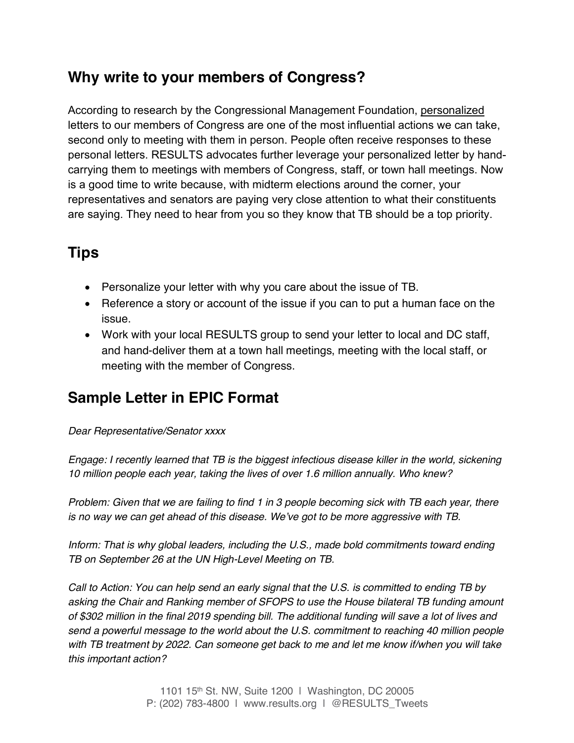## Why write to your members of Congress?

According to research by the Congressional Management Foundation, personalized letters to our members of Congress are one of the most influential actions we can take, second only to meeting with them in person. People often receive responses to these personal letters. RESULTS advocates further leverage your personalized letter by hand-carrying them to meetings with members of Congress, staff, or town hall meetings. Now is a good time to write because, with midterm elections around the corner, your representatives and senators are paying very close attention to what their constituents are saying. They need to hear from you so they know that TB should be a top priority.

## Tips

- Personalize your letter with why you care about the issue of TB.
- Reference a story or account of the issue if you can to put a human face on the issue.
- Work with your local RESULTS group to send your letter to local and DC staff, and hand-deliver them at a town hall meetings, meeting with the local staff, or meeting with the member of Congress.

## Sample Letter in EPIC Format

*Dear Representative/Senator xxxx*

*Engage: I recently learned that TB is the biggest infectious disease killer in the world, sickening 10 million people each year, taking the lives of over 1.6 million annually. Who knew?*

*Problem: Given that we are failing to find 1 in 3 people becoming sick with TB each year, there is no way we can get ahead of this disease. We've got to be more aggressive with TB.*

*Inform: That is why global leaders, including the U.S., made bold commitments toward ending TB on September 26 at the UN High-Level Meeting on TB.*

*Call to Action: You can help send an early signal that the U.S. is committed to ending TB by asking the Chair and Ranking member of SFOPS to use the House bilateral TB funding amount of $302 million in the final 2019 spending bill. The additional funding will save a lot of lives and send a powerful message to the world about the U.S. commitment to reaching 40 million people with TB treatment by 2022. Can someone get back to me and let me know if/when you will take this important action?*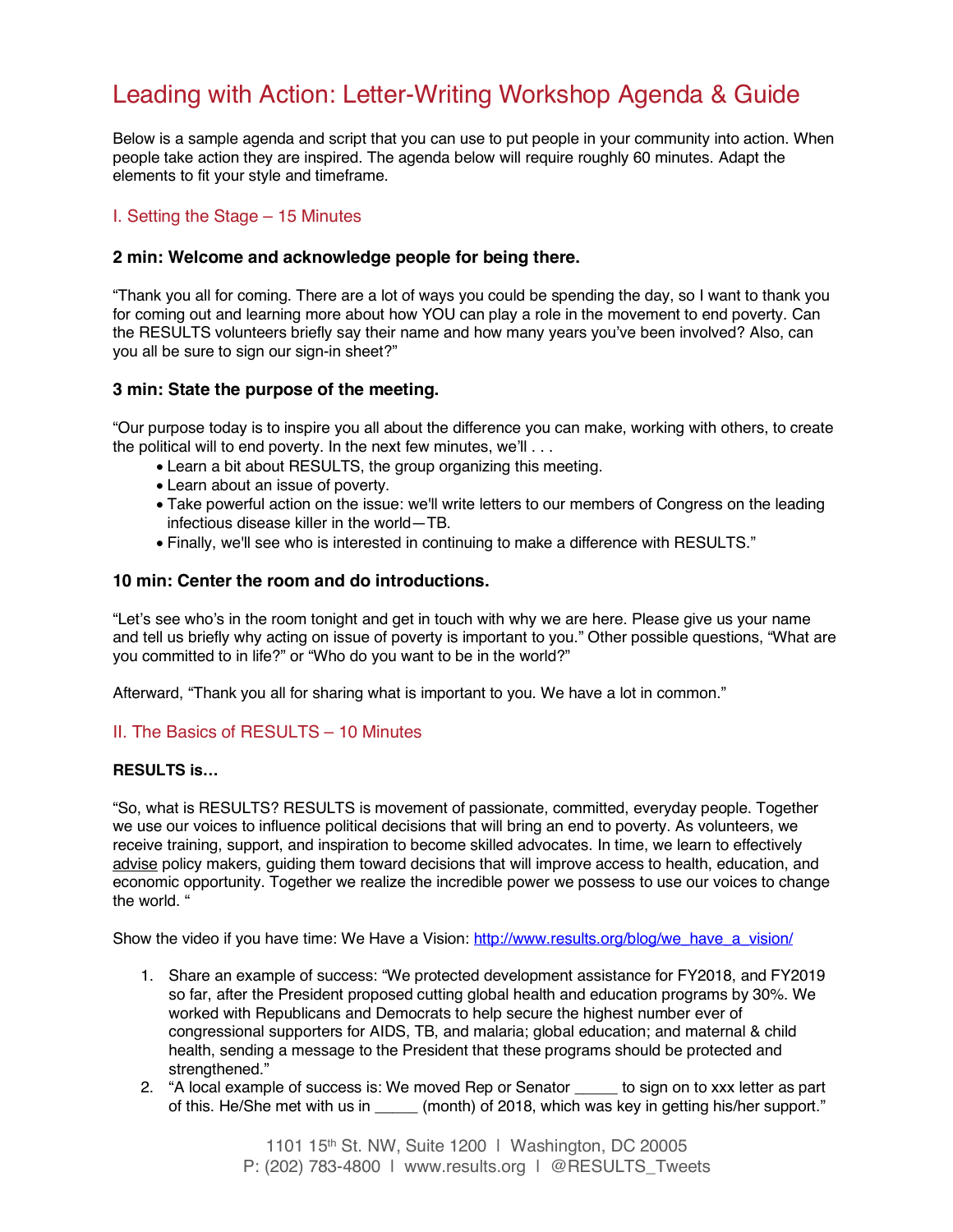# Leading with Action: Letter-Writing Workshop Agenda & Guide

Below is a sample agenda and script that you can use to put people in your community into action. When people take action they are inspired. The agenda below will require roughly 60 minutes. Adapt the elements to fit your style and timeframe.

## I. Setting the Stage – 15 Minutes

### 2 min: Welcome and acknowledge people for being there.

"Thank you all for coming. There are a lot of ways you could be spending the day, so I want to thank you for coming out and learning more about how YOU can play a role in the movement to end poverty. Can the RESULTS volunteers briefly say their name and how many years you've been involved? Also, can you all be sure to sign our sign-in sheet?"

### 3 min: State the purpose of the meeting.

"Our purpose today is to inspire you all about the difference you can make, working with others, to create the political will to end poverty. In the next few minutes, we'll . . .

- Learn a bit about RESULTS, the group organizing this meeting.
- Learn about an issue of poverty.
- Take powerful action on the issue: we'll write letters to our members of Congress on the leading infectious disease killer in the world—TB.
- Finally, we'll see who is interested in continuing to make a difference with RESULTS."

### 10 min: Center the room and do introductions.

"Let's see who's in the room tonight and get in touch with why we are here. Please give us your name and tell us briefly why acting on issue of poverty is important to you." Other possible questions, "What are you committed to in life?" or "Who do you want to be in the world?"

Afterward, "Thank you all for sharing what is important to you. We have a lot in common."

## II. The Basics of RESULTS – 10 Minutes

**RESULTS is…**

"So, what is RESULTS? RESULTS is movement of passionate, committed, everyday people. Together we use our voices to influence political decisions that will bring an end to poverty. As volunteers, we receive training, support, and inspiration to become skilled advocates. In time, we learn to effectively advise policy makers, guiding them toward decisions that will improve access to health, education, and economic opportunity. Together we realize the incredible power we possess to use our voices to change the world. "

Show the video if you have time: We Have a Vision: http://www.results.org/blog/we_have_a_vision/

1. Share an example of success: "We protected development assistance for FY2018, and FY2019 so far, after the President proposed cutting global health and education programs by 30%. We worked with Republicans and Democrats to help secure the highest number ever of congressional supporters for AIDS, TB, and malaria; global education; and maternal & child health, sending a message to the President that these programs should be protected and strengthened."
2. "A local example of success is: We moved Rep or Senator _____ to sign on to xxx letter as part of this. He/She met with us in _____ (month) of 2018, which was key in getting his/her support."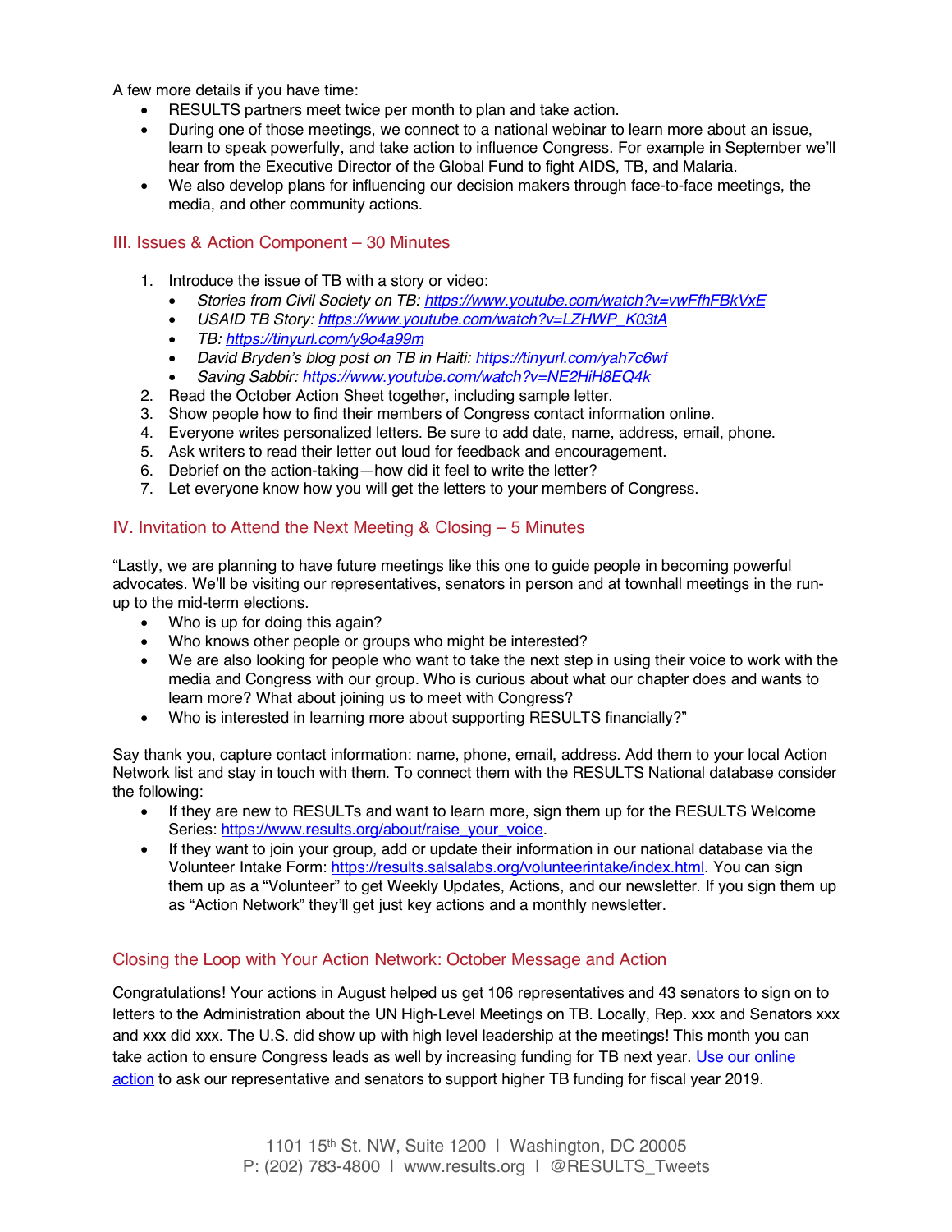A few more details if you have time:

- RESULTS partners meet twice per month to plan and take action.
- During one of those meetings, we connect to a national webinar to learn more about an issue, learn to speak powerfully, and take action to influence Congress. For example in September we'll hear from the Executive Director of the Global Fund to fight AIDS, TB, and Malaria.
- We also develop plans for influencing our decision makers through face-to-face meetings, the media, and other community actions.

## III. Issues & Action Component – 30 Minutes

1. Introduce the issue of TB with a story or video:
   - *Stories from Civil Society on TB: https://www.youtube.com/watch?v=vwFfhFBkVxE*
   - *USAID TB Story: https://www.youtube.com/watch?v=LZHWP_K03tA*
   - *TB: https://tinyurl.com/y9o4a99m*
   - *David Bryden's blog post on TB in Haiti: https://tinyurl.com/yah7c6wf*
   - *Saving Sabbir: https://www.youtube.com/watch?v=NE2HiH8EQ4k*
2. Read the October Action Sheet together, including sample letter.
3. Show people how to find their members of Congress contact information online.
4. Everyone writes personalized letters. Be sure to add date, name, address, email, phone.
5. Ask writers to read their letter out loud for feedback and encouragement.
6. Debrief on the action-taking—how did it feel to write the letter?
7. Let everyone know how you will get the letters to your members of Congress.

## IV. Invitation to Attend the Next Meeting & Closing – 5 Minutes

"Lastly, we are planning to have future meetings like this one to guide people in becoming powerful advocates. We'll be visiting our representatives, senators in person and at townhall meetings in the run-up to the mid-term elections.

- Who is up for doing this again?
- Who knows other people or groups who might be interested?
- We are also looking for people who want to take the next step in using their voice to work with the media and Congress with our group. Who is curious about what our chapter does and wants to learn more? What about joining us to meet with Congress?
- Who is interested in learning more about supporting RESULTS financially?"

Say thank you, capture contact information: name, phone, email, address. Add them to your local Action Network list and stay in touch with them. To connect them with the RESULTS National database consider the following:

- If they are new to RESULTs and want to learn more, sign them up for the RESULTS Welcome Series: https://www.results.org/about/raise_your_voice.
- If they want to join your group, add or update their information in our national database via the Volunteer Intake Form: https://results.salsalabs.org/volunteerintake/index.html. You can sign them up as a "Volunteer" to get Weekly Updates, Actions, and our newsletter. If you sign them up as "Action Network" they'll get just key actions and a monthly newsletter.

## Closing the Loop with Your Action Network: October Message and Action

Congratulations! Your actions in August helped us get 106 representatives and 43 senators to sign on to letters to the Administration about the UN High-Level Meetings on TB. Locally, Rep. xxx and Senators xxx and xxx did xxx. The U.S. did show up with high level leadership at the meetings! This month you can take action to ensure Congress leads as well by increasing funding for TB next year. Use our online action to ask our representative and senators to support higher TB funding for fiscal year 2019.